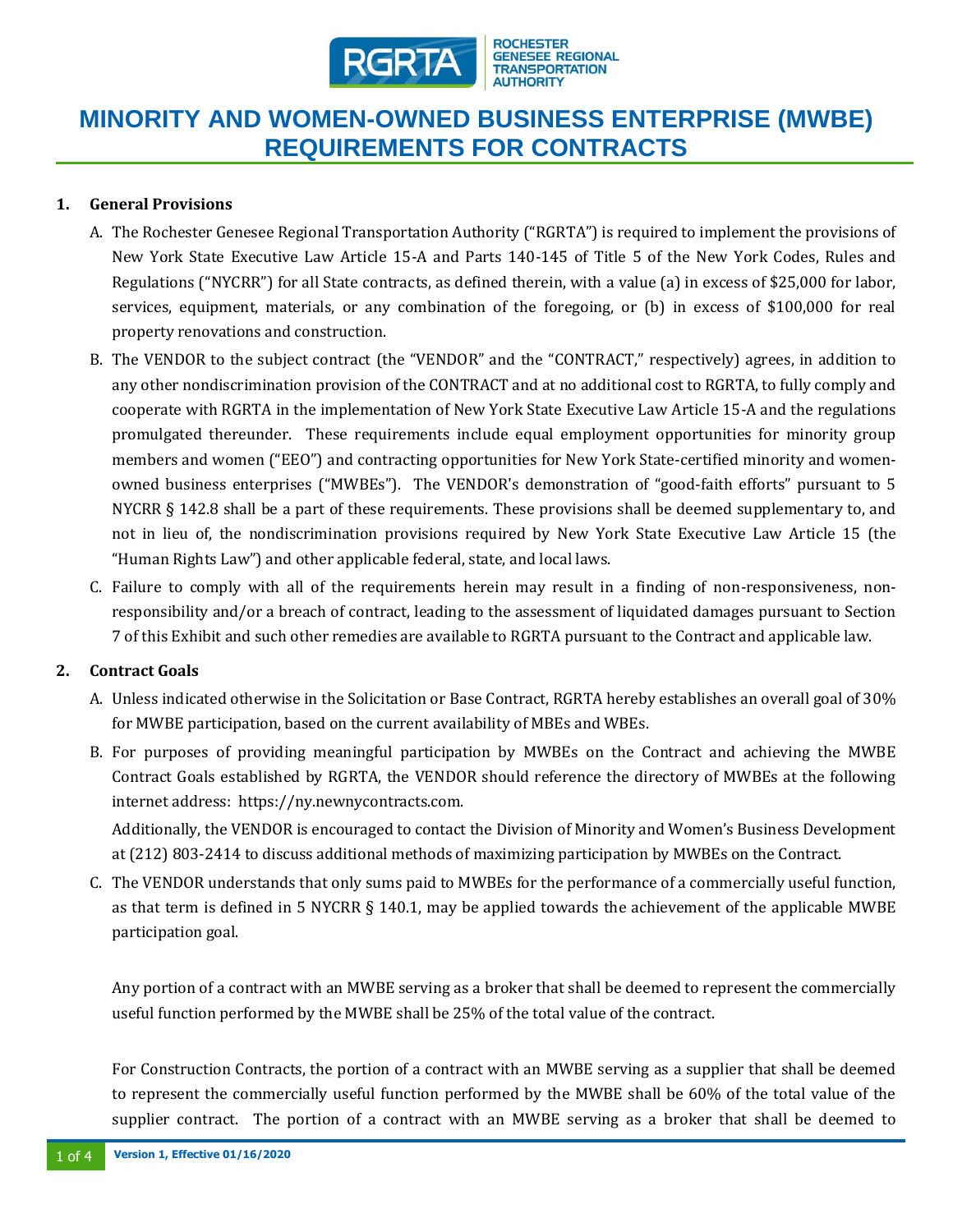# MINORITY AND WOMEN-OWNED BUSINESS ENTERPRISE (MWBE) REQUIREMENTS FOR CONTRACTS

## 1. General Provisions

A. The Rochester Genesee Regional Transportation Authority ("RGRTA") is required to implement the provisions of New York State Executive Law Article 15-A and Parts 140-145 of Title 5 of the New York Codes, Rules and Regulations ("NYCRR") for all State contracts, as defined therein, with a value (a) in excess of $25,000 for labor, services, equipment, materials, or any combination of the foregoing, or (b) in excess of $100,000 for real property renovations and construction.

B. The VENDOR to the subject contract (the "VENDOR" and the "CONTRACT," respectively) agrees, in addition to any other nondiscrimination provision of the CONTRACT and at no additional cost to RGRTA, to fully comply and cooperate with RGRTA in the implementation of New York State Executive Law Article 15-A and the regulations promulgated thereunder. These requirements include equal employment opportunities for minority group members and women ("EEO") and contracting opportunities for New York State-certified minority and women-owned business enterprises ("MWBEs"). The VENDOR's demonstration of "good-faith efforts" pursuant to 5 NYCRR § 142.8 shall be a part of these requirements. These provisions shall be deemed supplementary to, and not in lieu of, the nondiscrimination provisions required by New York State Executive Law Article 15 (the "Human Rights Law") and other applicable federal, state, and local laws.

C. Failure to comply with all of the requirements herein may result in a finding of non-responsiveness, non-responsibility and/or a breach of contract, leading to the assessment of liquidated damages pursuant to Section 7 of this Exhibit and such other remedies are available to RGRTA pursuant to the Contract and applicable law.

## 2. Contract Goals

A. Unless indicated otherwise in the Solicitation or Base Contract, RGRTA hereby establishes an overall goal of 30% for MWBE participation, based on the current availability of MBEs and WBEs.

B. For purposes of providing meaningful participation by MWBEs on the Contract and achieving the MWBE Contract Goals established by RGRTA, the VENDOR should reference the directory of MWBEs at the following internet address: https://ny.newnycontracts.com.

Additionally, the VENDOR is encouraged to contact the Division of Minority and Women's Business Development at (212) 803-2414 to discuss additional methods of maximizing participation by MWBEs on the Contract.

C. The VENDOR understands that only sums paid to MWBEs for the performance of a commercially useful function, as that term is defined in 5 NYCRR § 140.1, may be applied towards the achievement of the applicable MWBE participation goal.

Any portion of a contract with an MWBE serving as a broker that shall be deemed to represent the commercially useful function performed by the MWBE shall be 25% of the total value of the contract.

For Construction Contracts, the portion of a contract with an MWBE serving as a supplier that shall be deemed to represent the commercially useful function performed by the MWBE shall be 60% of the total value of the supplier contract. The portion of a contract with an MWBE serving as a broker that shall be deemed to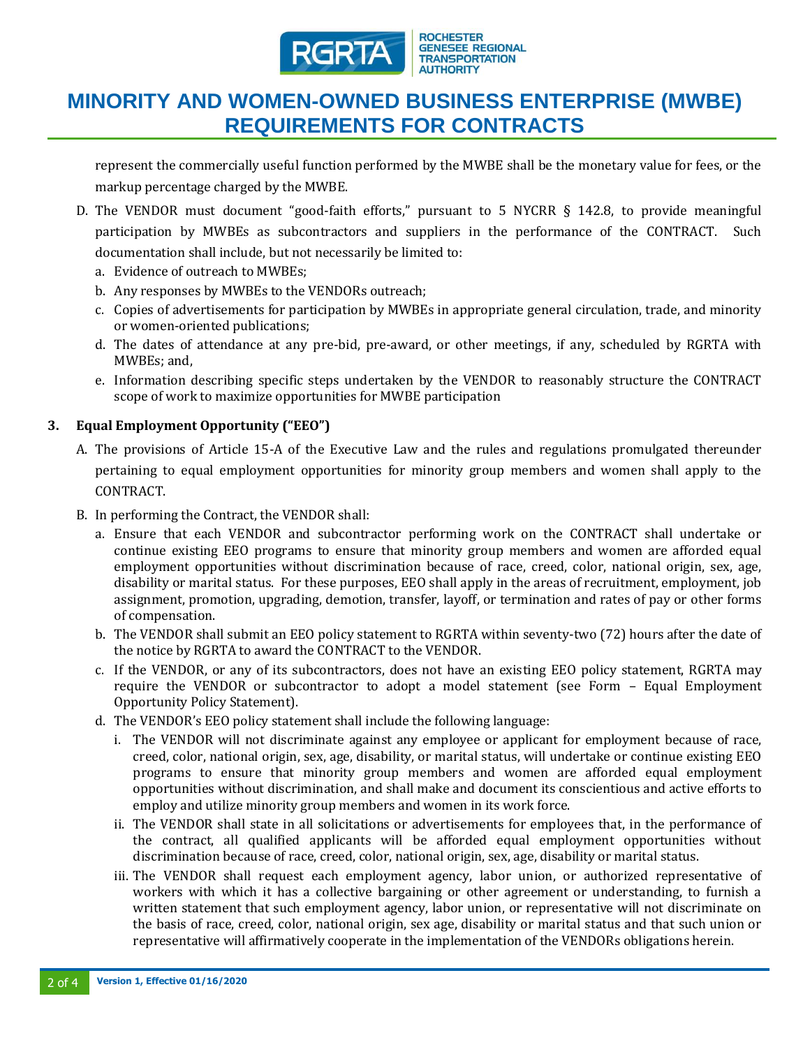represent the commercially useful function performed by the MWBE shall be the monetary value for fees, or the markup percentage charged by the MWBE.

D. The VENDOR must document "good-faith efforts," pursuant to 5 NYCRR § 142.8, to provide meaningful participation by MWBEs as subcontractors and suppliers in the performance of the CONTRACT. Such documentation shall include, but not necessarily be limited to:
   a. Evidence of outreach to MWBEs;
   b. Any responses by MWBEs to the VENDORs outreach;
   c. Copies of advertisements for participation by MWBEs in appropriate general circulation, trade, and minority or women-oriented publications;
   d. The dates of attendance at any pre-bid, pre-award, or other meetings, if any, scheduled by RGRTA with MWBEs; and,
   e. Information describing specific steps undertaken by the VENDOR to reasonably structure the CONTRACT scope of work to maximize opportunities for MWBE participation

**3. Equal Employment Opportunity ("EEO")**

A. The provisions of Article 15-A of the Executive Law and the rules and regulations promulgated thereunder pertaining to equal employment opportunities for minority group members and women shall apply to the CONTRACT.

B. In performing the Contract, the VENDOR shall:
   a. Ensure that each VENDOR and subcontractor performing work on the CONTRACT shall undertake or continue existing EEO programs to ensure that minority group members and women are afforded equal employment opportunities without discrimination because of race, creed, color, national origin, sex, age, disability or marital status. For these purposes, EEO shall apply in the areas of recruitment, employment, job assignment, promotion, upgrading, demotion, transfer, layoff, or termination and rates of pay or other forms of compensation.
   b. The VENDOR shall submit an EEO policy statement to RGRTA within seventy-two (72) hours after the date of the notice by RGRTA to award the CONTRACT to the VENDOR.
   c. If the VENDOR, or any of its subcontractors, does not have an existing EEO policy statement, RGRTA may require the VENDOR or subcontractor to adopt a model statement (see Form – Equal Employment Opportunity Policy Statement).
   d. The VENDOR's EEO policy statement shall include the following language:
      i. The VENDOR will not discriminate against any employee or applicant for employment because of race, creed, color, national origin, sex, age, disability, or marital status, will undertake or continue existing EEO programs to ensure that minority group members and women are afforded equal employment opportunities without discrimination, and shall make and document its conscientious and active efforts to employ and utilize minority group members and women in its work force.
      ii. The VENDOR shall state in all solicitations or advertisements for employees that, in the performance of the contract, all qualified applicants will be afforded equal employment opportunities without discrimination because of race, creed, color, national origin, sex, age, disability or marital status.
      iii. The VENDOR shall request each employment agency, labor union, or authorized representative of workers with which it has a collective bargaining or other agreement or understanding, to furnish a written statement that such employment agency, labor union, or representative will not discriminate on the basis of race, creed, color, national origin, sex age, disability or marital status and that such union or representative will affirmatively cooperate in the implementation of the VENDORs obligations herein.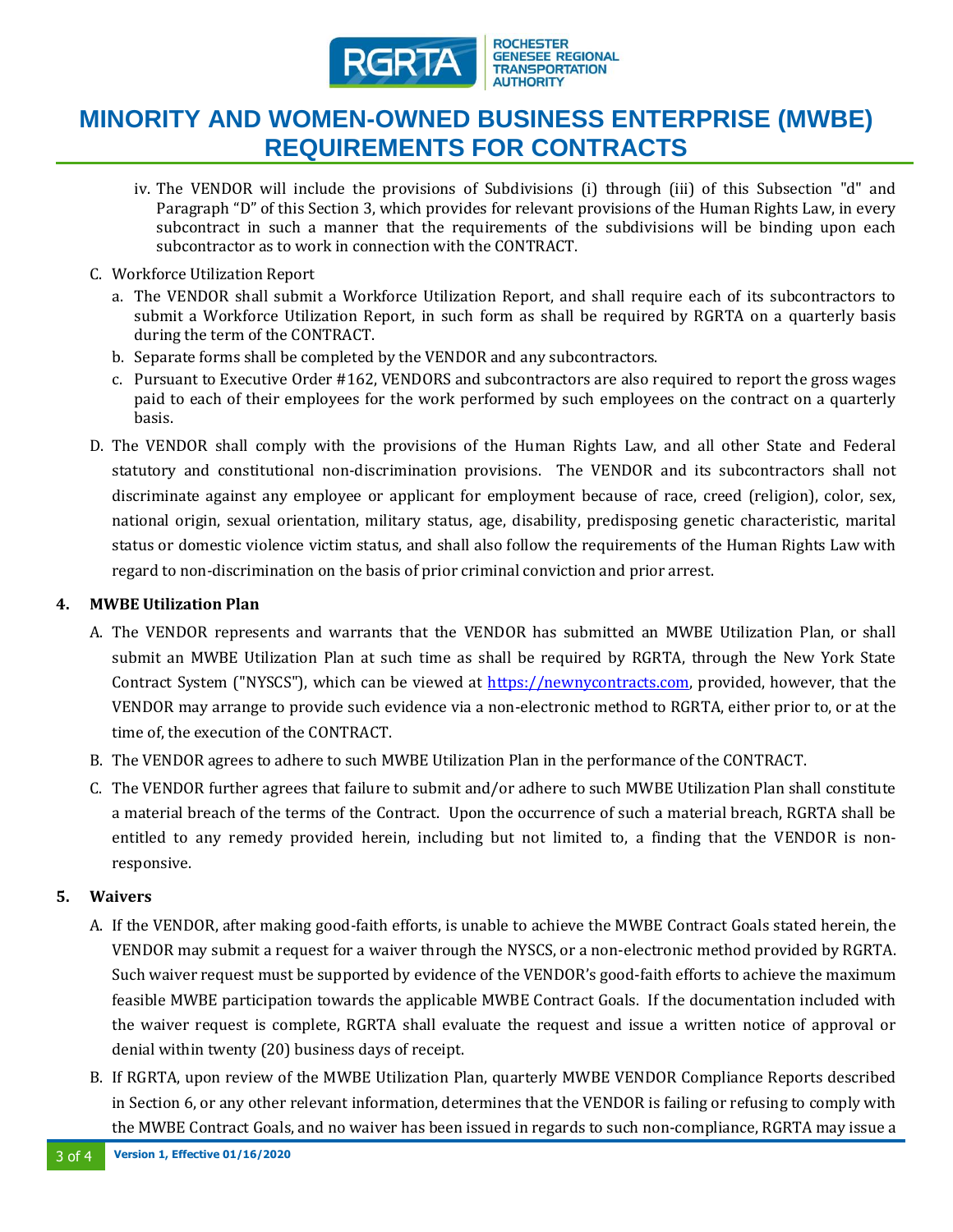iv. The VENDOR will include the provisions of Subdivisions (i) through (iii) of this Subsection "d" and Paragraph "D" of this Section 3, which provides for relevant provisions of the Human Rights Law, in every subcontract in such a manner that the requirements of the subdivisions will be binding upon each subcontractor as to work in connection with the CONTRACT.

C. Workforce Utilization Report

a. The VENDOR shall submit a Workforce Utilization Report, and shall require each of its subcontractors to submit a Workforce Utilization Report, in such form as shall be required by RGRTA on a quarterly basis during the term of the CONTRACT.

b. Separate forms shall be completed by the VENDOR and any subcontractors.

c. Pursuant to Executive Order #162, VENDORS and subcontractors are also required to report the gross wages paid to each of their employees for the work performed by such employees on the contract on a quarterly basis.

D. The VENDOR shall comply with the provisions of the Human Rights Law, and all other State and Federal statutory and constitutional non-discrimination provisions. The VENDOR and its subcontractors shall not discriminate against any employee or applicant for employment because of race, creed (religion), color, sex, national origin, sexual orientation, military status, age, disability, predisposing genetic characteristic, marital status or domestic violence victim status, and shall also follow the requirements of the Human Rights Law with regard to non-discrimination on the basis of prior criminal conviction and prior arrest.

## 4. MWBE Utilization Plan

A. The VENDOR represents and warrants that the VENDOR has submitted an MWBE Utilization Plan, or shall submit an MWBE Utilization Plan at such time as shall be required by RGRTA, through the New York State Contract System ("NYSCS"), which can be viewed at https://newnycontracts.com, provided, however, that the VENDOR may arrange to provide such evidence via a non-electronic method to RGRTA, either prior to, or at the time of, the execution of the CONTRACT.

B. The VENDOR agrees to adhere to such MWBE Utilization Plan in the performance of the CONTRACT.

C. The VENDOR further agrees that failure to submit and/or adhere to such MWBE Utilization Plan shall constitute a material breach of the terms of the Contract. Upon the occurrence of such a material breach, RGRTA shall be entitled to any remedy provided herein, including but not limited to, a finding that the VENDOR is non-responsive.

## 5. Waivers

A. If the VENDOR, after making good-faith efforts, is unable to achieve the MWBE Contract Goals stated herein, the VENDOR may submit a request for a waiver through the NYSCS, or a non-electronic method provided by RGRTA. Such waiver request must be supported by evidence of the VENDOR's good-faith efforts to achieve the maximum feasible MWBE participation towards the applicable MWBE Contract Goals. If the documentation included with the waiver request is complete, RGRTA shall evaluate the request and issue a written notice of approval or denial within twenty (20) business days of receipt.

B. If RGRTA, upon review of the MWBE Utilization Plan, quarterly MWBE VENDOR Compliance Reports described in Section 6, or any other relevant information, determines that the VENDOR is failing or refusing to comply with the MWBE Contract Goals, and no waiver has been issued in regards to such non-compliance, RGRTA may issue a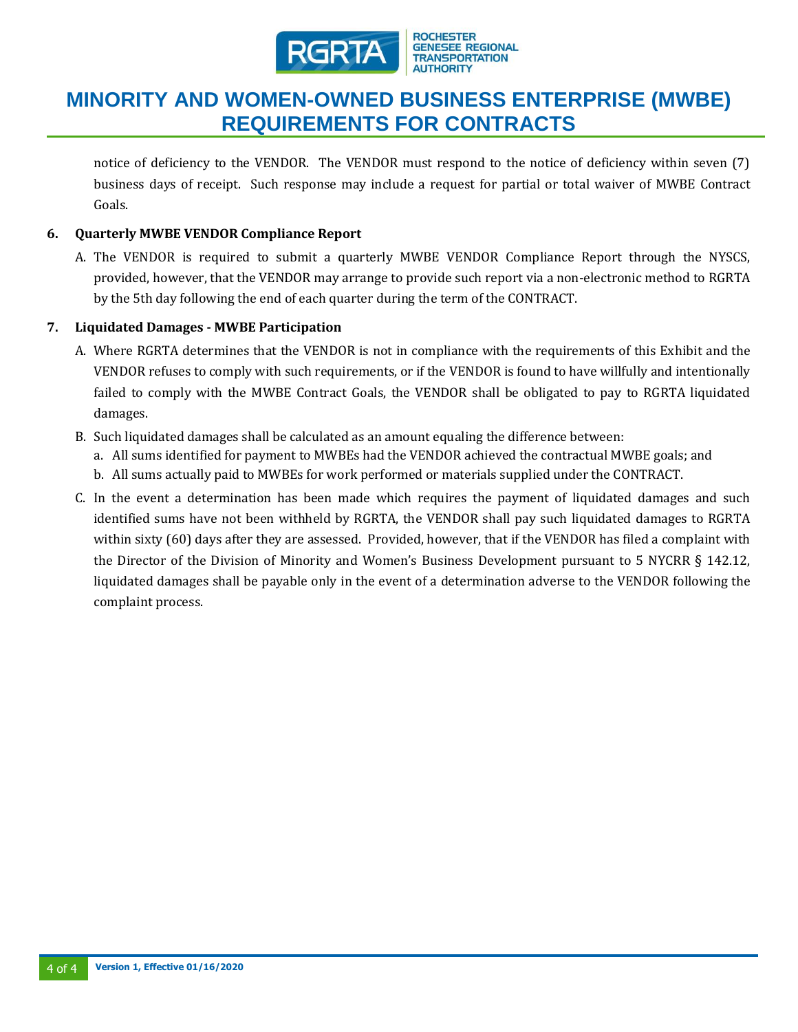notice of deficiency to the VENDOR. The VENDOR must respond to the notice of deficiency within seven (7) business days of receipt. Such response may include a request for partial or total waiver of MWBE Contract Goals.

**6. Quarterly MWBE VENDOR Compliance Report**

A. The VENDOR is required to submit a quarterly MWBE VENDOR Compliance Report through the NYSCS, provided, however, that the VENDOR may arrange to provide such report via a non-electronic method to RGRTA by the 5th day following the end of each quarter during the term of the CONTRACT.

**7. Liquidated Damages - MWBE Participation**

A. Where RGRTA determines that the VENDOR is not in compliance with the requirements of this Exhibit and the VENDOR refuses to comply with such requirements, or if the VENDOR is found to have willfully and intentionally failed to comply with the MWBE Contract Goals, the VENDOR shall be obligated to pay to RGRTA liquidated damages.

B. Such liquidated damages shall be calculated as an amount equaling the difference between:
   a. All sums identified for payment to MWBEs had the VENDOR achieved the contractual MWBE goals; and
   b. All sums actually paid to MWBEs for work performed or materials supplied under the CONTRACT.

C. In the event a determination has been made which requires the payment of liquidated damages and such identified sums have not been withheld by RGRTA, the VENDOR shall pay such liquidated damages to RGRTA within sixty (60) days after they are assessed. Provided, however, that if the VENDOR has filed a complaint with the Director of the Division of Minority and Women's Business Development pursuant to 5 NYCRR § 142.12, liquidated damages shall be payable only in the event of a determination adverse to the VENDOR following the complaint process.